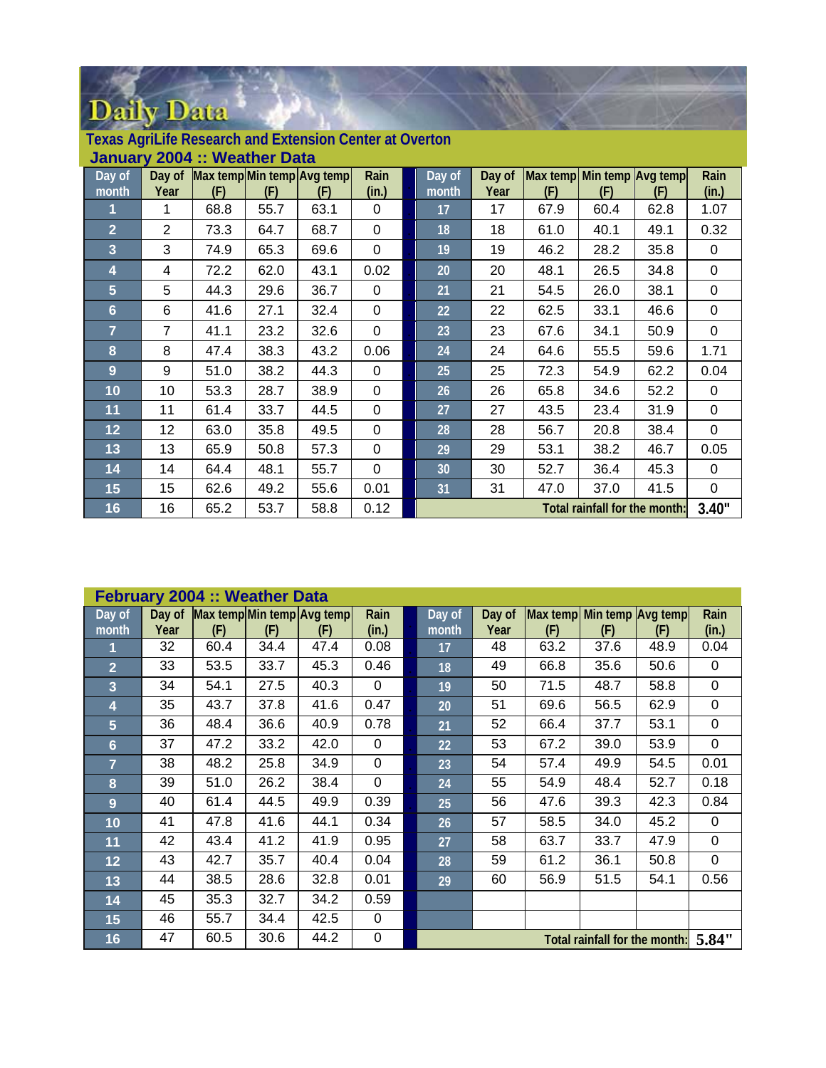# Daily Data

## Texas AgriLife Research and Extension Center at Overton

### January 2004 :: Weather Data

| Day of month | Day of Year | Max temp (F) | Min temp (F) | Avg temp (F) | Rain (in.) | Day of month | Day of Year | Max temp (F) | Min temp (F) | Avg temp (F) | Rain (in.) |
|---|---|---|---|---|---|---|---|---|---|---|---|
| 1 | 1 | 68.8 | 55.7 | 63.1 | 0 | 17 | 17 | 67.9 | 60.4 | 62.8 | 1.07 |
| 2 | 2 | 73.3 | 64.7 | 68.7 | 0 | 18 | 18 | 61.0 | 40.1 | 49.1 | 0.32 |
| 3 | 3 | 74.9 | 65.3 | 69.6 | 0 | 19 | 19 | 46.2 | 28.2 | 35.8 | 0 |
| 4 | 4 | 72.2 | 62.0 | 43.1 | 0.02 | 20 | 20 | 48.1 | 26.5 | 34.8 | 0 |
| 5 | 5 | 44.3 | 29.6 | 36.7 | 0 | 21 | 21 | 54.5 | 26.0 | 38.1 | 0 |
| 6 | 6 | 41.6 | 27.1 | 32.4 | 0 | 22 | 22 | 62.5 | 33.1 | 46.6 | 0 |
| 7 | 7 | 41.1 | 23.2 | 32.6 | 0 | 23 | 23 | 67.6 | 34.1 | 50.9 | 0 |
| 8 | 8 | 47.4 | 38.3 | 43.2 | 0.06 | 24 | 24 | 64.6 | 55.5 | 59.6 | 1.71 |
| 9 | 9 | 51.0 | 38.2 | 44.3 | 0 | 25 | 25 | 72.3 | 54.9 | 62.2 | 0.04 |
| 10 | 10 | 53.3 | 28.7 | 38.9 | 0 | 26 | 26 | 65.8 | 34.6 | 52.2 | 0 |
| 11 | 11 | 61.4 | 33.7 | 44.5 | 0 | 27 | 27 | 43.5 | 23.4 | 31.9 | 0 |
| 12 | 12 | 63.0 | 35.8 | 49.5 | 0 | 28 | 28 | 56.7 | 20.8 | 38.4 | 0 |
| 13 | 13 | 65.9 | 50.8 | 57.3 | 0 | 29 | 29 | 53.1 | 38.2 | 46.7 | 0.05 |
| 14 | 14 | 64.4 | 48.1 | 55.7 | 0 | 30 | 30 | 52.7 | 36.4 | 45.3 | 0 |
| 15 | 15 | 62.6 | 49.2 | 55.6 | 0.01 | 31 | 31 | 47.0 | 37.0 | 41.5 | 0 |
| 16 | 16 | 65.2 | 53.7 | 58.8 | 0.12 | Total rainfall for the month: | | | | | 3.40" |

### February 2004 :: Weather Data

| Day of month | Day of Year | Max temp (F) | Min temp (F) | Avg temp (F) | Rain (in.) | Day of month | Day of Year | Max temp (F) | Min temp (F) | Avg temp (F) | Rain (in.) |
|---|---|---|---|---|---|---|---|---|---|---|---|
| 1 | 32 | 60.4 | 34.4 | 47.4 | 0.08 | 17 | 48 | 63.2 | 37.6 | 48.9 | 0.04 |
| 2 | 33 | 53.5 | 33.7 | 45.3 | 0.46 | 18 | 49 | 66.8 | 35.6 | 50.6 | 0 |
| 3 | 34 | 54.1 | 27.5 | 40.3 | 0 | 19 | 50 | 71.5 | 48.7 | 58.8 | 0 |
| 4 | 35 | 43.7 | 37.8 | 41.6 | 0.47 | 20 | 51 | 69.6 | 56.5 | 62.9 | 0 |
| 5 | 36 | 48.4 | 36.6 | 40.9 | 0.78 | 21 | 52 | 66.4 | 37.7 | 53.1 | 0 |
| 6 | 37 | 47.2 | 33.2 | 42.0 | 0 | 22 | 53 | 67.2 | 39.0 | 53.9 | 0 |
| 7 | 38 | 48.2 | 25.8 | 34.9 | 0 | 23 | 54 | 57.4 | 49.9 | 54.5 | 0.01 |
| 8 | 39 | 51.0 | 26.2 | 38.4 | 0 | 24 | 55 | 54.9 | 48.4 | 52.7 | 0.18 |
| 9 | 40 | 61.4 | 44.5 | 49.9 | 0.39 | 25 | 56 | 47.6 | 39.3 | 42.3 | 0.84 |
| 10 | 41 | 47.8 | 41.6 | 44.1 | 0.34 | 26 | 57 | 58.5 | 34.0 | 45.2 | 0 |
| 11 | 42 | 43.4 | 41.2 | 41.9 | 0.95 | 27 | 58 | 63.7 | 33.7 | 47.9 | 0 |
| 12 | 43 | 42.7 | 35.7 | 40.4 | 0.04 | 28 | 59 | 61.2 | 36.1 | 50.8 | 0 |
| 13 | 44 | 38.5 | 28.6 | 32.8 | 0.01 | 29 | 60 | 56.9 | 51.5 | 54.1 | 0.56 |
| 14 | 45 | 35.3 | 32.7 | 34.2 | 0.59 | | | | | | |
| 15 | 46 | 55.7 | 34.4 | 42.5 | 0 | | | | | | |
| 16 | 47 | 60.5 | 30.6 | 44.2 | 0 | Total rainfall for the month: | | | | | 5.84" |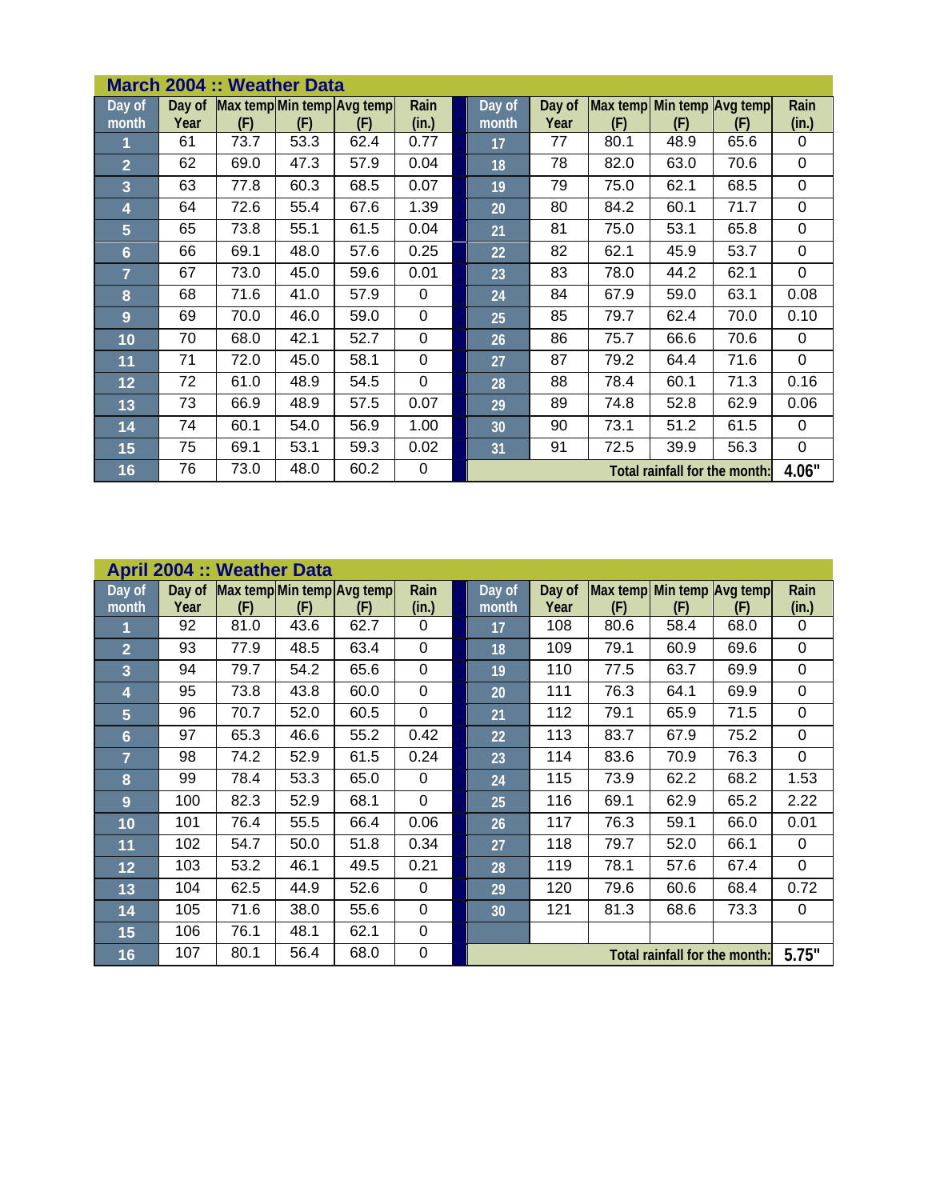## March 2004 :: Weather Data

| Day of month | Day of Year | Max temp (F) | Min temp (F) | Avg temp (F) | Rain (in.) | Day of month | Day of Year | Max temp (F) | Min temp (F) | Avg temp (F) | Rain (in.) |
|---|---|---|---|---|---|---|---|---|---|---|---|
| 1 | 61 | 73.7 | 53.3 | 62.4 | 0.77 | 17 | 77 | 80.1 | 48.9 | 65.6 | 0 |
| 2 | 62 | 69.0 | 47.3 | 57.9 | 0.04 | 18 | 78 | 82.0 | 63.0 | 70.6 | 0 |
| 3 | 63 | 77.8 | 60.3 | 68.5 | 0.07 | 19 | 79 | 75.0 | 62.1 | 68.5 | 0 |
| 4 | 64 | 72.6 | 55.4 | 67.6 | 1.39 | 20 | 80 | 84.2 | 60.1 | 71.7 | 0 |
| 5 | 65 | 73.8 | 55.1 | 61.5 | 0.04 | 21 | 81 | 75.0 | 53.1 | 65.8 | 0 |
| 6 | 66 | 69.1 | 48.0 | 57.6 | 0.25 | 22 | 82 | 62.1 | 45.9 | 53.7 | 0 |
| 7 | 67 | 73.0 | 45.0 | 59.6 | 0.01 | 23 | 83 | 78.0 | 44.2 | 62.1 | 0 |
| 8 | 68 | 71.6 | 41.0 | 57.9 | 0 | 24 | 84 | 67.9 | 59.0 | 63.1 | 0.08 |
| 9 | 69 | 70.0 | 46.0 | 59.0 | 0 | 25 | 85 | 79.7 | 62.4 | 70.0 | 0.10 |
| 10 | 70 | 68.0 | 42.1 | 52.7 | 0 | 26 | 86 | 75.7 | 66.6 | 70.6 | 0 |
| 11 | 71 | 72.0 | 45.0 | 58.1 | 0 | 27 | 87 | 79.2 | 64.4 | 71.6 | 0 |
| 12 | 72 | 61.0 | 48.9 | 54.5 | 0 | 28 | 88 | 78.4 | 60.1 | 71.3 | 0.16 |
| 13 | 73 | 66.9 | 48.9 | 57.5 | 0.07 | 29 | 89 | 74.8 | 52.8 | 62.9 | 0.06 |
| 14 | 74 | 60.1 | 54.0 | 56.9 | 1.00 | 30 | 90 | 73.1 | 51.2 | 61.5 | 0 |
| 15 | 75 | 69.1 | 53.1 | 59.3 | 0.02 | 31 | 91 | 72.5 | 39.9 | 56.3 | 0 |
| 16 | 76 | 73.0 | 48.0 | 60.2 | 0 | Total rainfall for the month: | | | | | 4.06" |

## April 2004 :: Weather Data

| Day of month | Day of Year | Max temp (F) | Min temp (F) | Avg temp (F) | Rain (in.) | Day of month | Day of Year | Max temp (F) | Min temp (F) | Avg temp (F) | Rain (in.) |
|---|---|---|---|---|---|---|---|---|---|---|---|
| 1 | 92 | 81.0 | 43.6 | 62.7 | 0 | 17 | 108 | 80.6 | 58.4 | 68.0 | 0 |
| 2 | 93 | 77.9 | 48.5 | 63.4 | 0 | 18 | 109 | 79.1 | 60.9 | 69.6 | 0 |
| 3 | 94 | 79.7 | 54.2 | 65.6 | 0 | 19 | 110 | 77.5 | 63.7 | 69.9 | 0 |
| 4 | 95 | 73.8 | 43.8 | 60.0 | 0 | 20 | 111 | 76.3 | 64.1 | 69.9 | 0 |
| 5 | 96 | 70.7 | 52.0 | 60.5 | 0 | 21 | 112 | 79.1 | 65.9 | 71.5 | 0 |
| 6 | 97 | 65.3 | 46.6 | 55.2 | 0.42 | 22 | 113 | 83.7 | 67.9 | 75.2 | 0 |
| 7 | 98 | 74.2 | 52.9 | 61.5 | 0.24 | 23 | 114 | 83.6 | 70.9 | 76.3 | 0 |
| 8 | 99 | 78.4 | 53.3 | 65.0 | 0 | 24 | 115 | 73.9 | 62.2 | 68.2 | 1.53 |
| 9 | 100 | 82.3 | 52.9 | 68.1 | 0 | 25 | 116 | 69.1 | 62.9 | 65.2 | 2.22 |
| 10 | 101 | 76.4 | 55.5 | 66.4 | 0.06 | 26 | 117 | 76.3 | 59.1 | 66.0 | 0.01 |
| 11 | 102 | 54.7 | 50.0 | 51.8 | 0.34 | 27 | 118 | 79.7 | 52.0 | 66.1 | 0 |
| 12 | 103 | 53.2 | 46.1 | 49.5 | 0.21 | 28 | 119 | 78.1 | 57.6 | 67.4 | 0 |
| 13 | 104 | 62.5 | 44.9 | 52.6 | 0 | 29 | 120 | 79.6 | 60.6 | 68.4 | 0.72 |
| 14 | 105 | 71.6 | 38.0 | 55.6 | 0 | 30 | 121 | 81.3 | 68.6 | 73.3 | 0 |
| 15 | 106 | 76.1 | 48.1 | 62.1 | 0 | | | | | | |
| 16 | 107 | 80.1 | 56.4 | 68.0 | 0 | Total rainfall for the month: | | | | | 5.75" |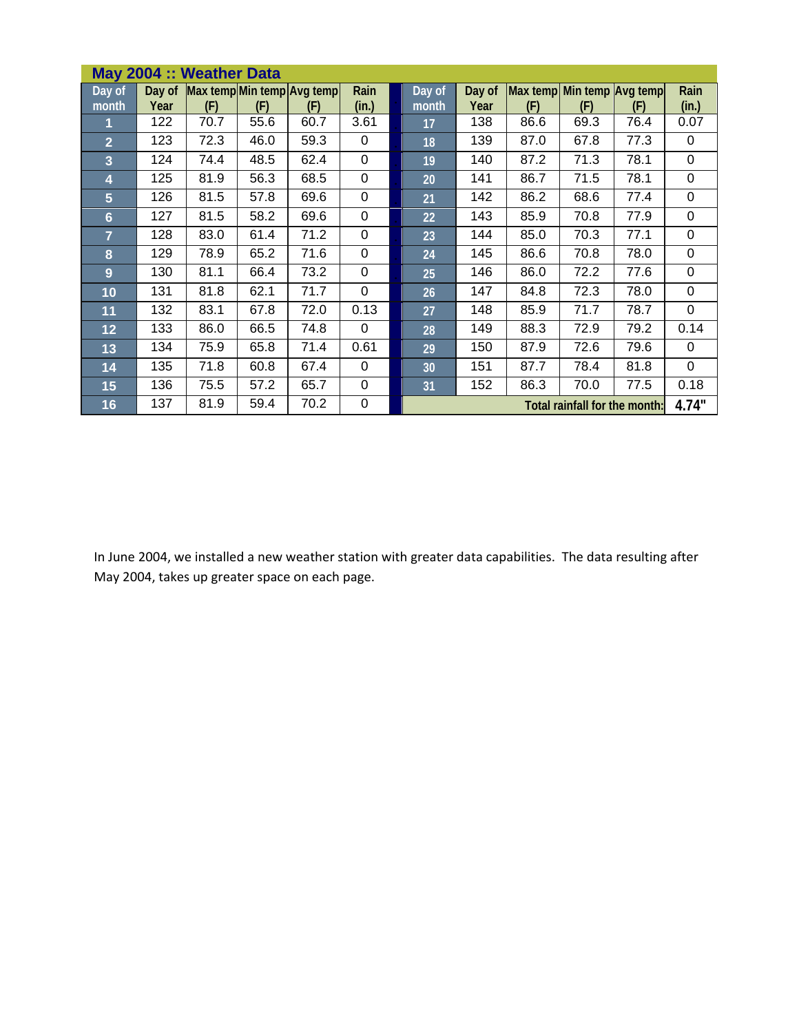## May 2004 :: Weather Data

| Day of month | Day of Year | Max temp (F) | Min temp (F) | Avg temp (F) | Rain (in.) | Day of month | Day of Year | Max temp (F) | Min temp (F) | Avg temp (F) | Rain (in.) |
|---|---|---|---|---|---|---|---|---|---|---|---|
| 1 | 122 | 70.7 | 55.6 | 60.7 | 3.61 | 17 | 138 | 86.6 | 69.3 | 76.4 | 0.07 |
| 2 | 123 | 72.3 | 46.0 | 59.3 | 0 | 18 | 139 | 87.0 | 67.8 | 77.3 | 0 |
| 3 | 124 | 74.4 | 48.5 | 62.4 | 0 | 19 | 140 | 87.2 | 71.3 | 78.1 | 0 |
| 4 | 125 | 81.9 | 56.3 | 68.5 | 0 | 20 | 141 | 86.7 | 71.5 | 78.1 | 0 |
| 5 | 126 | 81.5 | 57.8 | 69.6 | 0 | 21 | 142 | 86.2 | 68.6 | 77.4 | 0 |
| 6 | 127 | 81.5 | 58.2 | 69.6 | 0 | 22 | 143 | 85.9 | 70.8 | 77.9 | 0 |
| 7 | 128 | 83.0 | 61.4 | 71.2 | 0 | 23 | 144 | 85.0 | 70.3 | 77.1 | 0 |
| 8 | 129 | 78.9 | 65.2 | 71.6 | 0 | 24 | 145 | 86.6 | 70.8 | 78.0 | 0 |
| 9 | 130 | 81.1 | 66.4 | 73.2 | 0 | 25 | 146 | 86.0 | 72.2 | 77.6 | 0 |
| 10 | 131 | 81.8 | 62.1 | 71.7 | 0 | 26 | 147 | 84.8 | 72.3 | 78.0 | 0 |
| 11 | 132 | 83.1 | 67.8 | 72.0 | 0.13 | 27 | 148 | 85.9 | 71.7 | 78.7 | 0 |
| 12 | 133 | 86.0 | 66.5 | 74.8 | 0 | 28 | 149 | 88.3 | 72.9 | 79.2 | 0.14 |
| 13 | 134 | 75.9 | 65.8 | 71.4 | 0.61 | 29 | 150 | 87.9 | 72.6 | 79.6 | 0 |
| 14 | 135 | 71.8 | 60.8 | 67.4 | 0 | 30 | 151 | 87.7 | 78.4 | 81.8 | 0 |
| 15 | 136 | 75.5 | 57.2 | 65.7 | 0 | 31 | 152 | 86.3 | 70.0 | 77.5 | 0.18 |
| 16 | 137 | 81.9 | 59.4 | 70.2 | 0 | Total rainfall for the month: | | | | | 4.74" |

In June 2004, we installed a new weather station with greater data capabilities. The data resulting after May 2004, takes up greater space on each page.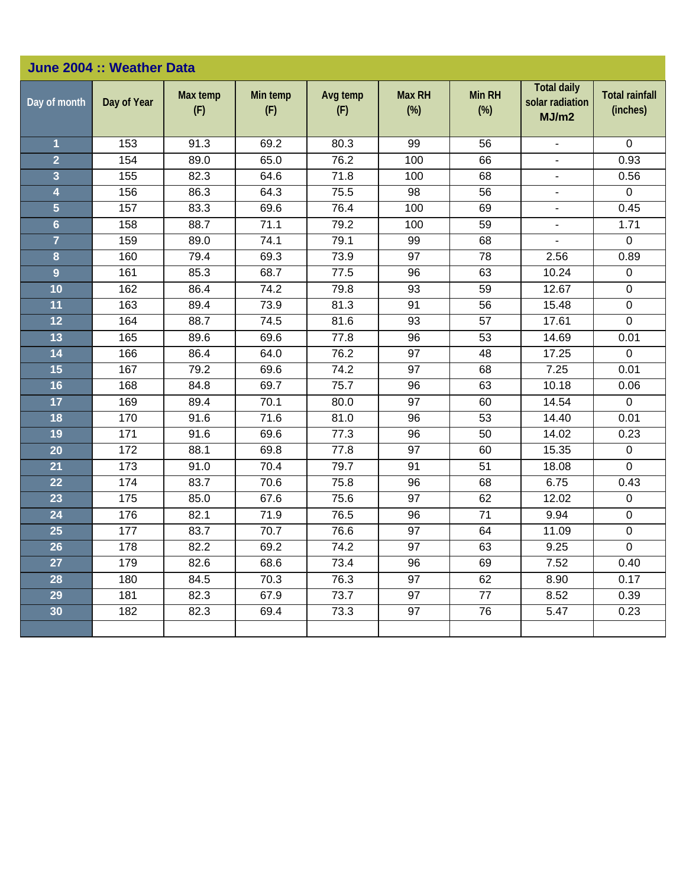## June 2004 :: Weather Data

| Day of month | Day of Year | Max temp (F) | Min temp (F) | Avg temp (F) | Max RH (%) | Min RH (%) | Total daily solar radiation MJ/m2 | Total rainfall (inches) |
|---|---|---|---|---|---|---|---|---|
| 1 | 153 | 91.3 | 69.2 | 80.3 | 99 | 56 | - | 0 |
| 2 | 154 | 89.0 | 65.0 | 76.2 | 100 | 66 | - | 0.93 |
| 3 | 155 | 82.3 | 64.6 | 71.8 | 100 | 68 | - | 0.56 |
| 4 | 156 | 86.3 | 64.3 | 75.5 | 98 | 56 | - | 0 |
| 5 | 157 | 83.3 | 69.6 | 76.4 | 100 | 69 | - | 0.45 |
| 6 | 158 | 88.7 | 71.1 | 79.2 | 100 | 59 | - | 1.71 |
| 7 | 159 | 89.0 | 74.1 | 79.1 | 99 | 68 | - | 0 |
| 8 | 160 | 79.4 | 69.3 | 73.9 | 97 | 78 | 2.56 | 0.89 |
| 9 | 161 | 85.3 | 68.7 | 77.5 | 96 | 63 | 10.24 | 0 |
| 10 | 162 | 86.4 | 74.2 | 79.8 | 93 | 59 | 12.67 | 0 |
| 11 | 163 | 89.4 | 73.9 | 81.3 | 91 | 56 | 15.48 | 0 |
| 12 | 164 | 88.7 | 74.5 | 81.6 | 93 | 57 | 17.61 | 0 |
| 13 | 165 | 89.6 | 69.6 | 77.8 | 96 | 53 | 14.69 | 0.01 |
| 14 | 166 | 86.4 | 64.0 | 76.2 | 97 | 48 | 17.25 | 0 |
| 15 | 167 | 79.2 | 69.6 | 74.2 | 97 | 68 | 7.25 | 0.01 |
| 16 | 168 | 84.8 | 69.7 | 75.7 | 96 | 63 | 10.18 | 0.06 |
| 17 | 169 | 89.4 | 70.1 | 80.0 | 97 | 60 | 14.54 | 0 |
| 18 | 170 | 91.6 | 71.6 | 81.0 | 96 | 53 | 14.40 | 0.01 |
| 19 | 171 | 91.6 | 69.6 | 77.3 | 96 | 50 | 14.02 | 0.23 |
| 20 | 172 | 88.1 | 69.8 | 77.8 | 97 | 60 | 15.35 | 0 |
| 21 | 173 | 91.0 | 70.4 | 79.7 | 91 | 51 | 18.08 | 0 |
| 22 | 174 | 83.7 | 70.6 | 75.8 | 96 | 68 | 6.75 | 0.43 |
| 23 | 175 | 85.0 | 67.6 | 75.6 | 97 | 62 | 12.02 | 0 |
| 24 | 176 | 82.1 | 71.9 | 76.5 | 96 | 71 | 9.94 | 0 |
| 25 | 177 | 83.7 | 70.7 | 76.6 | 97 | 64 | 11.09 | 0 |
| 26 | 178 | 82.2 | 69.2 | 74.2 | 97 | 63 | 9.25 | 0 |
| 27 | 179 | 82.6 | 68.6 | 73.4 | 96 | 69 | 7.52 | 0.40 |
| 28 | 180 | 84.5 | 70.3 | 76.3 | 97 | 62 | 8.90 | 0.17 |
| 29 | 181 | 82.3 | 67.9 | 73.7 | 97 | 77 | 8.52 | 0.39 |
| 30 | 182 | 82.3 | 69.4 | 73.3 | 97 | 76 | 5.47 | 0.23 |
| | | | | | | | | |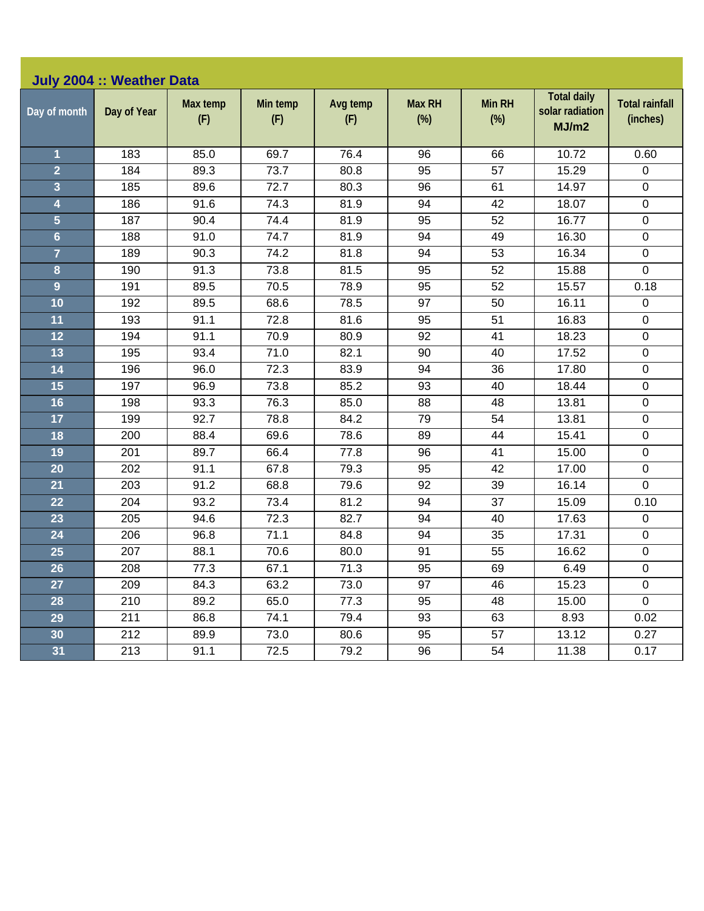## July 2004 :: Weather Data

| Day of month | Day of Year | Max temp (F) | Min temp (F) | Avg temp (F) | Max RH (%) | Min RH (%) | Total daily solar radiation MJ/m2 | Total rainfall (inches) |
|---|---|---|---|---|---|---|---|---|
| 1 | 183 | 85.0 | 69.7 | 76.4 | 96 | 66 | 10.72 | 0.60 |
| 2 | 184 | 89.3 | 73.7 | 80.8 | 95 | 57 | 15.29 | 0 |
| 3 | 185 | 89.6 | 72.7 | 80.3 | 96 | 61 | 14.97 | 0 |
| 4 | 186 | 91.6 | 74.3 | 81.9 | 94 | 42 | 18.07 | 0 |
| 5 | 187 | 90.4 | 74.4 | 81.9 | 95 | 52 | 16.77 | 0 |
| 6 | 188 | 91.0 | 74.7 | 81.9 | 94 | 49 | 16.30 | 0 |
| 7 | 189 | 90.3 | 74.2 | 81.8 | 94 | 53 | 16.34 | 0 |
| 8 | 190 | 91.3 | 73.8 | 81.5 | 95 | 52 | 15.88 | 0 |
| 9 | 191 | 89.5 | 70.5 | 78.9 | 95 | 52 | 15.57 | 0.18 |
| 10 | 192 | 89.5 | 68.6 | 78.5 | 97 | 50 | 16.11 | 0 |
| 11 | 193 | 91.1 | 72.8 | 81.6 | 95 | 51 | 16.83 | 0 |
| 12 | 194 | 91.1 | 70.9 | 80.9 | 92 | 41 | 18.23 | 0 |
| 13 | 195 | 93.4 | 71.0 | 82.1 | 90 | 40 | 17.52 | 0 |
| 14 | 196 | 96.0 | 72.3 | 83.9 | 94 | 36 | 17.80 | 0 |
| 15 | 197 | 96.9 | 73.8 | 85.2 | 93 | 40 | 18.44 | 0 |
| 16 | 198 | 93.3 | 76.3 | 85.0 | 88 | 48 | 13.81 | 0 |
| 17 | 199 | 92.7 | 78.8 | 84.2 | 79 | 54 | 13.81 | 0 |
| 18 | 200 | 88.4 | 69.6 | 78.6 | 89 | 44 | 15.41 | 0 |
| 19 | 201 | 89.7 | 66.4 | 77.8 | 96 | 41 | 15.00 | 0 |
| 20 | 202 | 91.1 | 67.8 | 79.3 | 95 | 42 | 17.00 | 0 |
| 21 | 203 | 91.2 | 68.8 | 79.6 | 92 | 39 | 16.14 | 0 |
| 22 | 204 | 93.2 | 73.4 | 81.2 | 94 | 37 | 15.09 | 0.10 |
| 23 | 205 | 94.6 | 72.3 | 82.7 | 94 | 40 | 17.63 | 0 |
| 24 | 206 | 96.8 | 71.1 | 84.8 | 94 | 35 | 17.31 | 0 |
| 25 | 207 | 88.1 | 70.6 | 80.0 | 91 | 55 | 16.62 | 0 |
| 26 | 208 | 77.3 | 67.1 | 71.3 | 95 | 69 | 6.49 | 0 |
| 27 | 209 | 84.3 | 63.2 | 73.0 | 97 | 46 | 15.23 | 0 |
| 28 | 210 | 89.2 | 65.0 | 77.3 | 95 | 48 | 15.00 | 0 |
| 29 | 211 | 86.8 | 74.1 | 79.4 | 93 | 63 | 8.93 | 0.02 |
| 30 | 212 | 89.9 | 73.0 | 80.6 | 95 | 57 | 13.12 | 0.27 |
| 31 | 213 | 91.1 | 72.5 | 79.2 | 96 | 54 | 11.38 | 0.17 |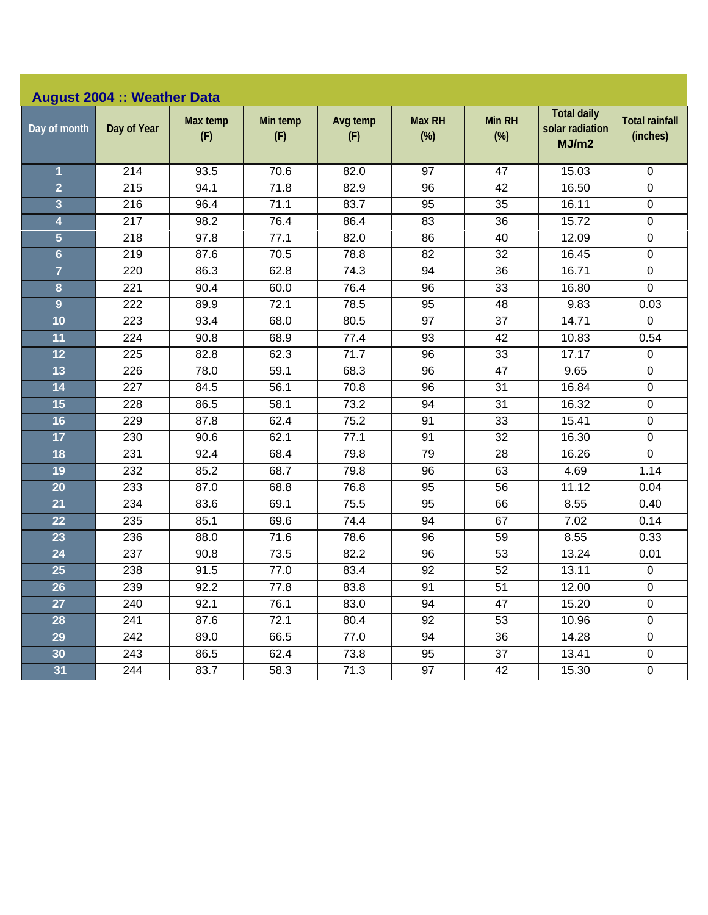## August 2004 :: Weather Data

| Day of month | Day of Year | Max temp (F) | Min temp (F) | Avg temp (F) | Max RH (%) | Min RH (%) | Total daily solar radiation MJ/m2 | Total rainfall (inches) |
|---|---|---|---|---|---|---|---|---|
| 1 | 214 | 93.5 | 70.6 | 82.0 | 97 | 47 | 15.03 | 0 |
| 2 | 215 | 94.1 | 71.8 | 82.9 | 96 | 42 | 16.50 | 0 |
| 3 | 216 | 96.4 | 71.1 | 83.7 | 95 | 35 | 16.11 | 0 |
| 4 | 217 | 98.2 | 76.4 | 86.4 | 83 | 36 | 15.72 | 0 |
| 5 | 218 | 97.8 | 77.1 | 82.0 | 86 | 40 | 12.09 | 0 |
| 6 | 219 | 87.6 | 70.5 | 78.8 | 82 | 32 | 16.45 | 0 |
| 7 | 220 | 86.3 | 62.8 | 74.3 | 94 | 36 | 16.71 | 0 |
| 8 | 221 | 90.4 | 60.0 | 76.4 | 96 | 33 | 16.80 | 0 |
| 9 | 222 | 89.9 | 72.1 | 78.5 | 95 | 48 | 9.83 | 0.03 |
| 10 | 223 | 93.4 | 68.0 | 80.5 | 97 | 37 | 14.71 | 0 |
| 11 | 224 | 90.8 | 68.9 | 77.4 | 93 | 42 | 10.83 | 0.54 |
| 12 | 225 | 82.8 | 62.3 | 71.7 | 96 | 33 | 17.17 | 0 |
| 13 | 226 | 78.0 | 59.1 | 68.3 | 96 | 47 | 9.65 | 0 |
| 14 | 227 | 84.5 | 56.1 | 70.8 | 96 | 31 | 16.84 | 0 |
| 15 | 228 | 86.5 | 58.1 | 73.2 | 94 | 31 | 16.32 | 0 |
| 16 | 229 | 87.8 | 62.4 | 75.2 | 91 | 33 | 15.41 | 0 |
| 17 | 230 | 90.6 | 62.1 | 77.1 | 91 | 32 | 16.30 | 0 |
| 18 | 231 | 92.4 | 68.4 | 79.8 | 79 | 28 | 16.26 | 0 |
| 19 | 232 | 85.2 | 68.7 | 79.8 | 96 | 63 | 4.69 | 1.14 |
| 20 | 233 | 87.0 | 68.8 | 76.8 | 95 | 56 | 11.12 | 0.04 |
| 21 | 234 | 83.6 | 69.1 | 75.5 | 95 | 66 | 8.55 | 0.40 |
| 22 | 235 | 85.1 | 69.6 | 74.4 | 94 | 67 | 7.02 | 0.14 |
| 23 | 236 | 88.0 | 71.6 | 78.6 | 96 | 59 | 8.55 | 0.33 |
| 24 | 237 | 90.8 | 73.5 | 82.2 | 96 | 53 | 13.24 | 0.01 |
| 25 | 238 | 91.5 | 77.0 | 83.4 | 92 | 52 | 13.11 | 0 |
| 26 | 239 | 92.2 | 77.8 | 83.8 | 91 | 51 | 12.00 | 0 |
| 27 | 240 | 92.1 | 76.1 | 83.0 | 94 | 47 | 15.20 | 0 |
| 28 | 241 | 87.6 | 72.1 | 80.4 | 92 | 53 | 10.96 | 0 |
| 29 | 242 | 89.0 | 66.5 | 77.0 | 94 | 36 | 14.28 | 0 |
| 30 | 243 | 86.5 | 62.4 | 73.8 | 95 | 37 | 13.41 | 0 |
| 31 | 244 | 83.7 | 58.3 | 71.3 | 97 | 42 | 15.30 | 0 |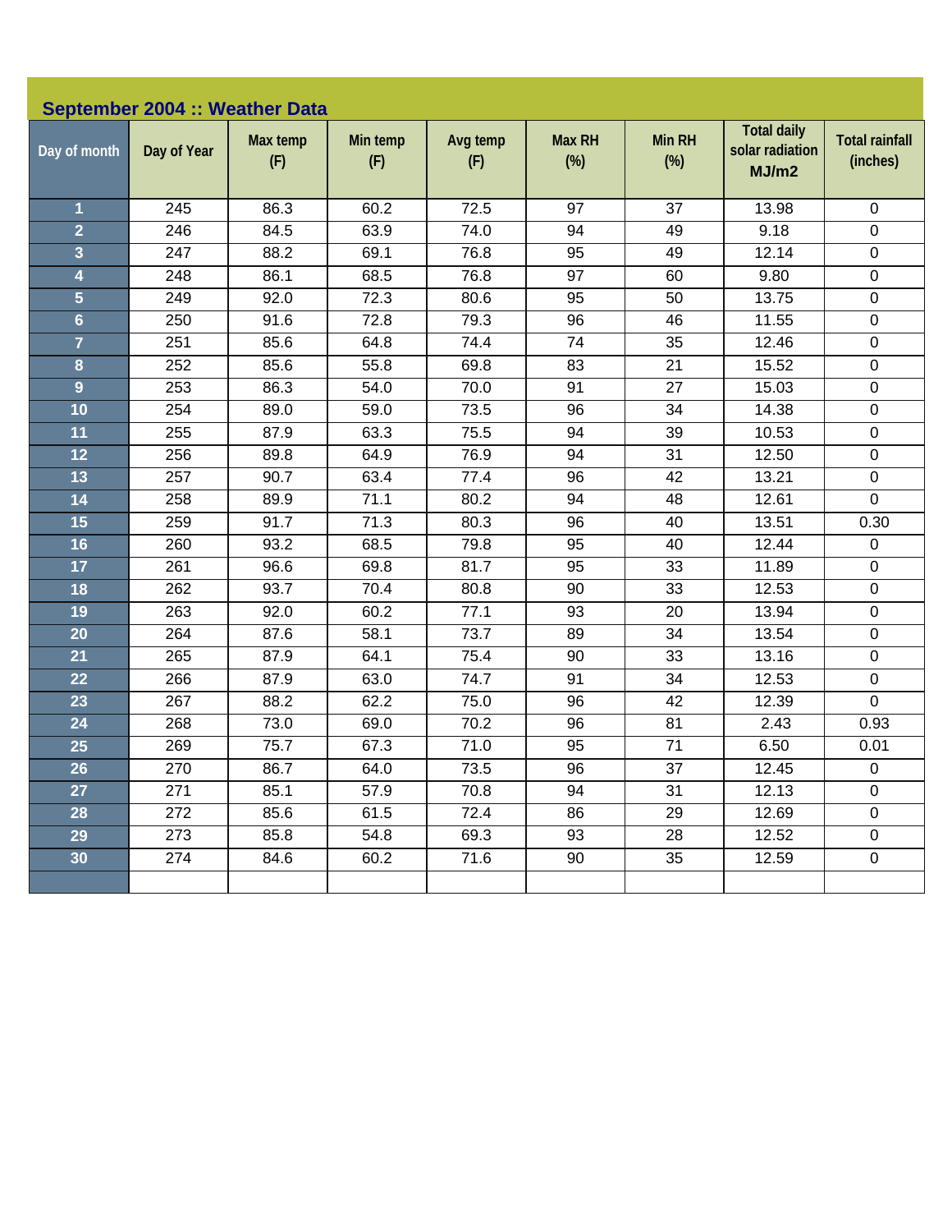## September 2004 :: Weather Data

| Day of month | Day of Year | Max temp (F) | Min temp (F) | Avg temp (F) | Max RH (%) | Min RH (%) | Total daily solar radiation MJ/m2 | Total rainfall (inches) |
|---|---|---|---|---|---|---|---|---|
| 1 | 245 | 86.3 | 60.2 | 72.5 | 97 | 37 | 13.98 | 0 |
| 2 | 246 | 84.5 | 63.9 | 74.0 | 94 | 49 | 9.18 | 0 |
| 3 | 247 | 88.2 | 69.1 | 76.8 | 95 | 49 | 12.14 | 0 |
| 4 | 248 | 86.1 | 68.5 | 76.8 | 97 | 60 | 9.80 | 0 |
| 5 | 249 | 92.0 | 72.3 | 80.6 | 95 | 50 | 13.75 | 0 |
| 6 | 250 | 91.6 | 72.8 | 79.3 | 96 | 46 | 11.55 | 0 |
| 7 | 251 | 85.6 | 64.8 | 74.4 | 74 | 35 | 12.46 | 0 |
| 8 | 252 | 85.6 | 55.8 | 69.8 | 83 | 21 | 15.52 | 0 |
| 9 | 253 | 86.3 | 54.0 | 70.0 | 91 | 27 | 15.03 | 0 |
| 10 | 254 | 89.0 | 59.0 | 73.5 | 96 | 34 | 14.38 | 0 |
| 11 | 255 | 87.9 | 63.3 | 75.5 | 94 | 39 | 10.53 | 0 |
| 12 | 256 | 89.8 | 64.9 | 76.9 | 94 | 31 | 12.50 | 0 |
| 13 | 257 | 90.7 | 63.4 | 77.4 | 96 | 42 | 13.21 | 0 |
| 14 | 258 | 89.9 | 71.1 | 80.2 | 94 | 48 | 12.61 | 0 |
| 15 | 259 | 91.7 | 71.3 | 80.3 | 96 | 40 | 13.51 | 0.30 |
| 16 | 260 | 93.2 | 68.5 | 79.8 | 95 | 40 | 12.44 | 0 |
| 17 | 261 | 96.6 | 69.8 | 81.7 | 95 | 33 | 11.89 | 0 |
| 18 | 262 | 93.7 | 70.4 | 80.8 | 90 | 33 | 12.53 | 0 |
| 19 | 263 | 92.0 | 60.2 | 77.1 | 93 | 20 | 13.94 | 0 |
| 20 | 264 | 87.6 | 58.1 | 73.7 | 89 | 34 | 13.54 | 0 |
| 21 | 265 | 87.9 | 64.1 | 75.4 | 90 | 33 | 13.16 | 0 |
| 22 | 266 | 87.9 | 63.0 | 74.7 | 91 | 34 | 12.53 | 0 |
| 23 | 267 | 88.2 | 62.2 | 75.0 | 96 | 42 | 12.39 | 0 |
| 24 | 268 | 73.0 | 69.0 | 70.2 | 96 | 81 | 2.43 | 0.93 |
| 25 | 269 | 75.7 | 67.3 | 71.0 | 95 | 71 | 6.50 | 0.01 |
| 26 | 270 | 86.7 | 64.0 | 73.5 | 96 | 37 | 12.45 | 0 |
| 27 | 271 | 85.1 | 57.9 | 70.8 | 94 | 31 | 12.13 | 0 |
| 28 | 272 | 85.6 | 61.5 | 72.4 | 86 | 29 | 12.69 | 0 |
| 29 | 273 | 85.8 | 54.8 | 69.3 | 93 | 28 | 12.52 | 0 |
| 30 | 274 | 84.6 | 60.2 | 71.6 | 90 | 35 | 12.59 | 0 |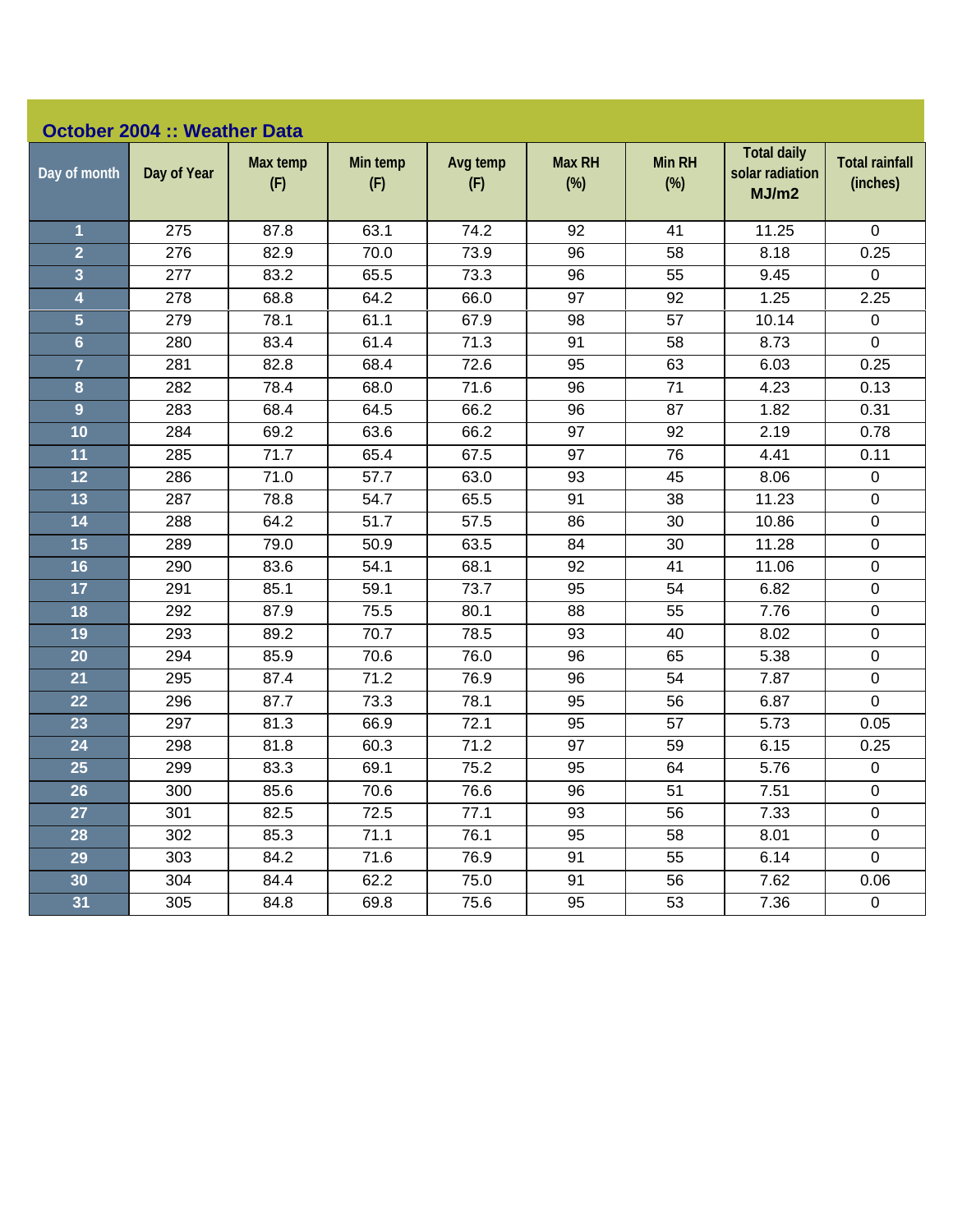## October 2004 :: Weather Data

| Day of month | Day of Year | Max temp (F) | Min temp (F) | Avg temp (F) | Max RH (%) | Min RH (%) | Total daily solar radiation MJ/m2 | Total rainfall (inches) |
|---|---|---|---|---|---|---|---|---|
| 1 | 275 | 87.8 | 63.1 | 74.2 | 92 | 41 | 11.25 | 0 |
| 2 | 276 | 82.9 | 70.0 | 73.9 | 96 | 58 | 8.18 | 0.25 |
| 3 | 277 | 83.2 | 65.5 | 73.3 | 96 | 55 | 9.45 | 0 |
| 4 | 278 | 68.8 | 64.2 | 66.0 | 97 | 92 | 1.25 | 2.25 |
| 5 | 279 | 78.1 | 61.1 | 67.9 | 98 | 57 | 10.14 | 0 |
| 6 | 280 | 83.4 | 61.4 | 71.3 | 91 | 58 | 8.73 | 0 |
| 7 | 281 | 82.8 | 68.4 | 72.6 | 95 | 63 | 6.03 | 0.25 |
| 8 | 282 | 78.4 | 68.0 | 71.6 | 96 | 71 | 4.23 | 0.13 |
| 9 | 283 | 68.4 | 64.5 | 66.2 | 96 | 87 | 1.82 | 0.31 |
| 10 | 284 | 69.2 | 63.6 | 66.2 | 97 | 92 | 2.19 | 0.78 |
| 11 | 285 | 71.7 | 65.4 | 67.5 | 97 | 76 | 4.41 | 0.11 |
| 12 | 286 | 71.0 | 57.7 | 63.0 | 93 | 45 | 8.06 | 0 |
| 13 | 287 | 78.8 | 54.7 | 65.5 | 91 | 38 | 11.23 | 0 |
| 14 | 288 | 64.2 | 51.7 | 57.5 | 86 | 30 | 10.86 | 0 |
| 15 | 289 | 79.0 | 50.9 | 63.5 | 84 | 30 | 11.28 | 0 |
| 16 | 290 | 83.6 | 54.1 | 68.1 | 92 | 41 | 11.06 | 0 |
| 17 | 291 | 85.1 | 59.1 | 73.7 | 95 | 54 | 6.82 | 0 |
| 18 | 292 | 87.9 | 75.5 | 80.1 | 88 | 55 | 7.76 | 0 |
| 19 | 293 | 89.2 | 70.7 | 78.5 | 93 | 40 | 8.02 | 0 |
| 20 | 294 | 85.9 | 70.6 | 76.0 | 96 | 65 | 5.38 | 0 |
| 21 | 295 | 87.4 | 71.2 | 76.9 | 96 | 54 | 7.87 | 0 |
| 22 | 296 | 87.7 | 73.3 | 78.1 | 95 | 56 | 6.87 | 0 |
| 23 | 297 | 81.3 | 66.9 | 72.1 | 95 | 57 | 5.73 | 0.05 |
| 24 | 298 | 81.8 | 60.3 | 71.2 | 97 | 59 | 6.15 | 0.25 |
| 25 | 299 | 83.3 | 69.1 | 75.2 | 95 | 64 | 5.76 | 0 |
| 26 | 300 | 85.6 | 70.6 | 76.6 | 96 | 51 | 7.51 | 0 |
| 27 | 301 | 82.5 | 72.5 | 77.1 | 93 | 56 | 7.33 | 0 |
| 28 | 302 | 85.3 | 71.1 | 76.1 | 95 | 58 | 8.01 | 0 |
| 29 | 303 | 84.2 | 71.6 | 76.9 | 91 | 55 | 6.14 | 0 |
| 30 | 304 | 84.4 | 62.2 | 75.0 | 91 | 56 | 7.62 | 0.06 |
| 31 | 305 | 84.8 | 69.8 | 75.6 | 95 | 53 | 7.36 | 0 |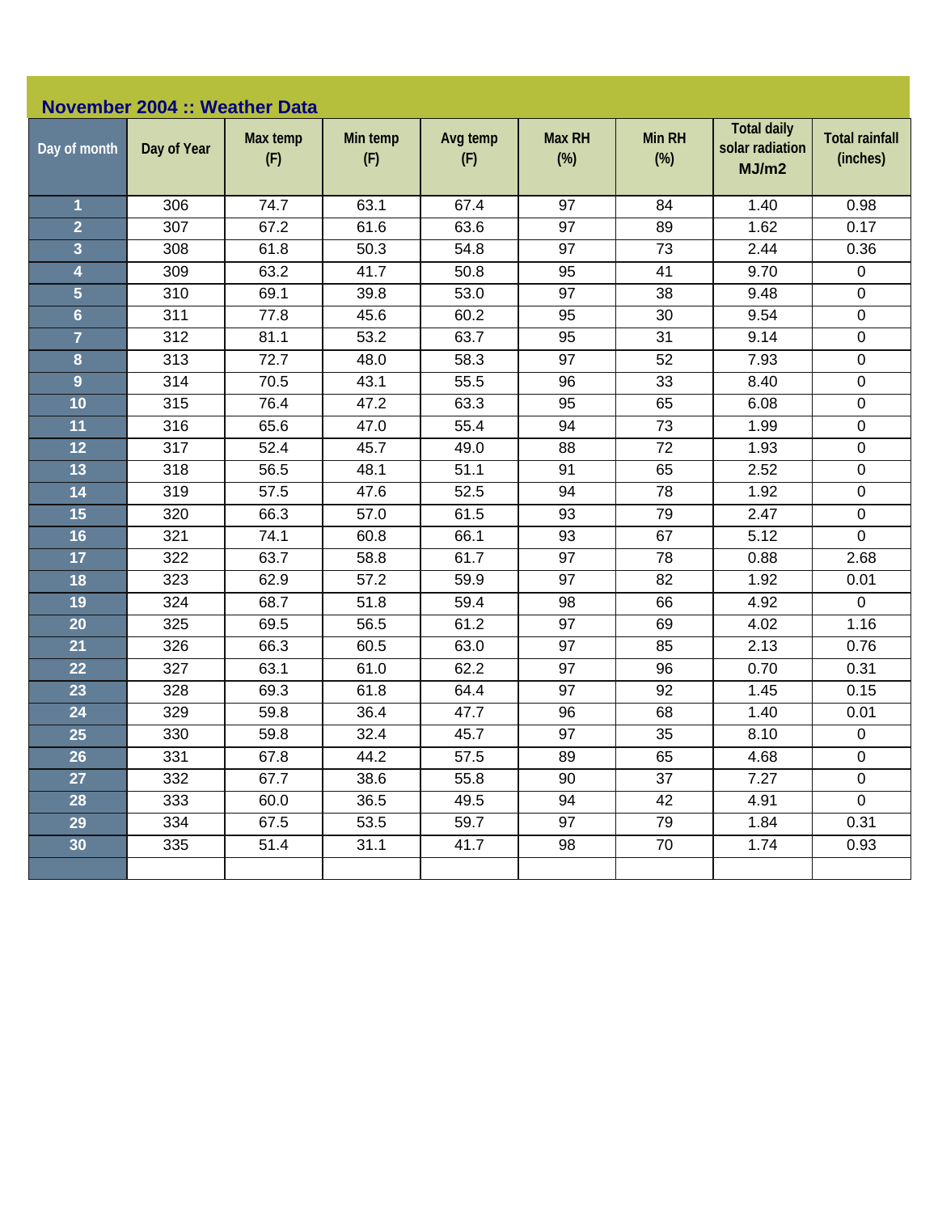## November 2004 :: Weather Data

| Day of month | Day of Year | Max temp (F) | Min temp (F) | Avg temp (F) | Max RH (%) | Min RH (%) | Total daily solar radiation MJ/m2 | Total rainfall (inches) |
|---|---|---|---|---|---|---|---|---|
| 1 | 306 | 74.7 | 63.1 | 67.4 | 97 | 84 | 1.40 | 0.98 |
| 2 | 307 | 67.2 | 61.6 | 63.6 | 97 | 89 | 1.62 | 0.17 |
| 3 | 308 | 61.8 | 50.3 | 54.8 | 97 | 73 | 2.44 | 0.36 |
| 4 | 309 | 63.2 | 41.7 | 50.8 | 95 | 41 | 9.70 | 0 |
| 5 | 310 | 69.1 | 39.8 | 53.0 | 97 | 38 | 9.48 | 0 |
| 6 | 311 | 77.8 | 45.6 | 60.2 | 95 | 30 | 9.54 | 0 |
| 7 | 312 | 81.1 | 53.2 | 63.7 | 95 | 31 | 9.14 | 0 |
| 8 | 313 | 72.7 | 48.0 | 58.3 | 97 | 52 | 7.93 | 0 |
| 9 | 314 | 70.5 | 43.1 | 55.5 | 96 | 33 | 8.40 | 0 |
| 10 | 315 | 76.4 | 47.2 | 63.3 | 95 | 65 | 6.08 | 0 |
| 11 | 316 | 65.6 | 47.0 | 55.4 | 94 | 73 | 1.99 | 0 |
| 12 | 317 | 52.4 | 45.7 | 49.0 | 88 | 72 | 1.93 | 0 |
| 13 | 318 | 56.5 | 48.1 | 51.1 | 91 | 65 | 2.52 | 0 |
| 14 | 319 | 57.5 | 47.6 | 52.5 | 94 | 78 | 1.92 | 0 |
| 15 | 320 | 66.3 | 57.0 | 61.5 | 93 | 79 | 2.47 | 0 |
| 16 | 321 | 74.1 | 60.8 | 66.1 | 93 | 67 | 5.12 | 0 |
| 17 | 322 | 63.7 | 58.8 | 61.7 | 97 | 78 | 0.88 | 2.68 |
| 18 | 323 | 62.9 | 57.2 | 59.9 | 97 | 82 | 1.92 | 0.01 |
| 19 | 324 | 68.7 | 51.8 | 59.4 | 98 | 66 | 4.92 | 0 |
| 20 | 325 | 69.5 | 56.5 | 61.2 | 97 | 69 | 4.02 | 1.16 |
| 21 | 326 | 66.3 | 60.5 | 63.0 | 97 | 85 | 2.13 | 0.76 |
| 22 | 327 | 63.1 | 61.0 | 62.2 | 97 | 96 | 0.70 | 0.31 |
| 23 | 328 | 69.3 | 61.8 | 64.4 | 97 | 92 | 1.45 | 0.15 |
| 24 | 329 | 59.8 | 36.4 | 47.7 | 96 | 68 | 1.40 | 0.01 |
| 25 | 330 | 59.8 | 32.4 | 45.7 | 97 | 35 | 8.10 | 0 |
| 26 | 331 | 67.8 | 44.2 | 57.5 | 89 | 65 | 4.68 | 0 |
| 27 | 332 | 67.7 | 38.6 | 55.8 | 90 | 37 | 7.27 | 0 |
| 28 | 333 | 60.0 | 36.5 | 49.5 | 94 | 42 | 4.91 | 0 |
| 29 | 334 | 67.5 | 53.5 | 59.7 | 97 | 79 | 1.84 | 0.31 |
| 30 | 335 | 51.4 | 31.1 | 41.7 | 98 | 70 | 1.74 | 0.93 |
| | | | | | | | | |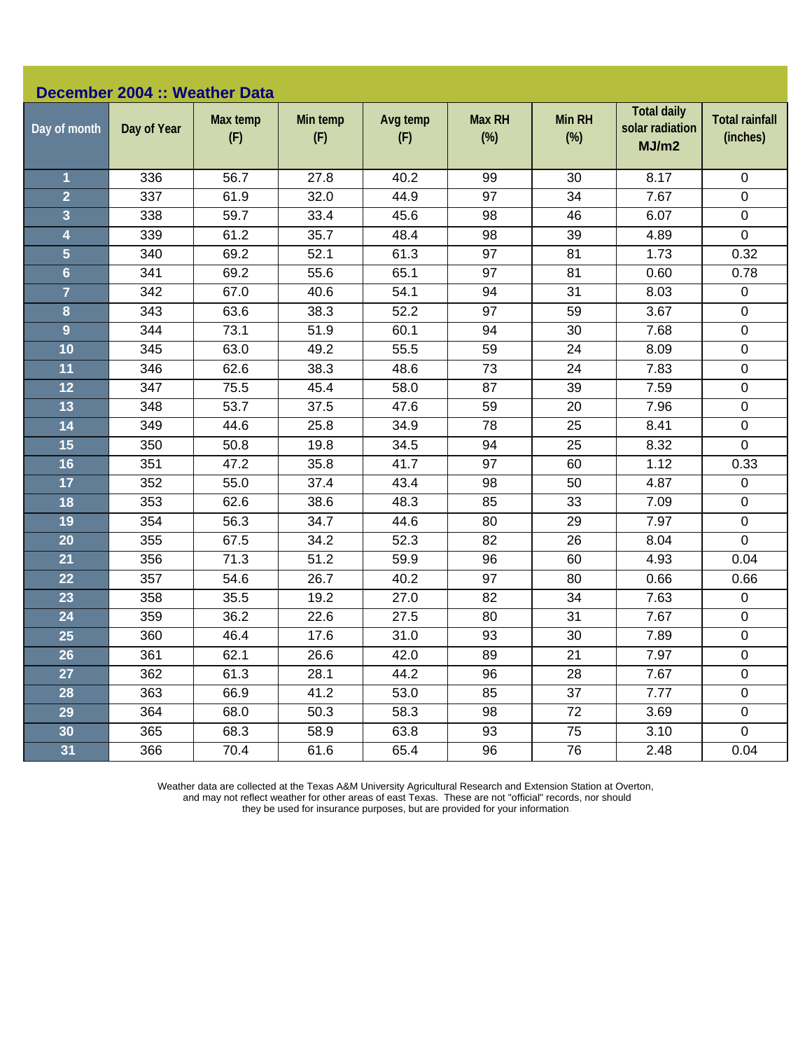## December 2004 :: Weather Data

| Day of month | Day of Year | Max temp (F) | Min temp (F) | Avg temp (F) | Max RH (%) | Min RH (%) | Total daily solar radiation MJ/m2 | Total rainfall (inches) |
|---|---|---|---|---|---|---|---|---|
| 1 | 336 | 56.7 | 27.8 | 40.2 | 99 | 30 | 8.17 | 0 |
| 2 | 337 | 61.9 | 32.0 | 44.9 | 97 | 34 | 7.67 | 0 |
| 3 | 338 | 59.7 | 33.4 | 45.6 | 98 | 46 | 6.07 | 0 |
| 4 | 339 | 61.2 | 35.7 | 48.4 | 98 | 39 | 4.89 | 0 |
| 5 | 340 | 69.2 | 52.1 | 61.3 | 97 | 81 | 1.73 | 0.32 |
| 6 | 341 | 69.2 | 55.6 | 65.1 | 97 | 81 | 0.60 | 0.78 |
| 7 | 342 | 67.0 | 40.6 | 54.1 | 94 | 31 | 8.03 | 0 |
| 8 | 343 | 63.6 | 38.3 | 52.2 | 97 | 59 | 3.67 | 0 |
| 9 | 344 | 73.1 | 51.9 | 60.1 | 94 | 30 | 7.68 | 0 |
| 10 | 345 | 63.0 | 49.2 | 55.5 | 59 | 24 | 8.09 | 0 |
| 11 | 346 | 62.6 | 38.3 | 48.6 | 73 | 24 | 7.83 | 0 |
| 12 | 347 | 75.5 | 45.4 | 58.0 | 87 | 39 | 7.59 | 0 |
| 13 | 348 | 53.7 | 37.5 | 47.6 | 59 | 20 | 7.96 | 0 |
| 14 | 349 | 44.6 | 25.8 | 34.9 | 78 | 25 | 8.41 | 0 |
| 15 | 350 | 50.8 | 19.8 | 34.5 | 94 | 25 | 8.32 | 0 |
| 16 | 351 | 47.2 | 35.8 | 41.7 | 97 | 60 | 1.12 | 0.33 |
| 17 | 352 | 55.0 | 37.4 | 43.4 | 98 | 50 | 4.87 | 0 |
| 18 | 353 | 62.6 | 38.6 | 48.3 | 85 | 33 | 7.09 | 0 |
| 19 | 354 | 56.3 | 34.7 | 44.6 | 80 | 29 | 7.97 | 0 |
| 20 | 355 | 67.5 | 34.2 | 52.3 | 82 | 26 | 8.04 | 0 |
| 21 | 356 | 71.3 | 51.2 | 59.9 | 96 | 60 | 4.93 | 0.04 |
| 22 | 357 | 54.6 | 26.7 | 40.2 | 97 | 80 | 0.66 | 0.66 |
| 23 | 358 | 35.5 | 19.2 | 27.0 | 82 | 34 | 7.63 | 0 |
| 24 | 359 | 36.2 | 22.6 | 27.5 | 80 | 31 | 7.67 | 0 |
| 25 | 360 | 46.4 | 17.6 | 31.0 | 93 | 30 | 7.89 | 0 |
| 26 | 361 | 62.1 | 26.6 | 42.0 | 89 | 21 | 7.97 | 0 |
| 27 | 362 | 61.3 | 28.1 | 44.2 | 96 | 28 | 7.67 | 0 |
| 28 | 363 | 66.9 | 41.2 | 53.0 | 85 | 37 | 7.77 | 0 |
| 29 | 364 | 68.0 | 50.3 | 58.3 | 98 | 72 | 3.69 | 0 |
| 30 | 365 | 68.3 | 58.9 | 63.8 | 93 | 75 | 3.10 | 0 |
| 31 | 366 | 70.4 | 61.6 | 65.4 | 96 | 76 | 2.48 | 0.04 |

Weather data are collected at the Texas A&M University Agricultural Research and Extension Station at Overton, and may not reflect weather for other areas of east Texas. These are not "official" records, nor should they be used for insurance purposes, but are provided for your information.